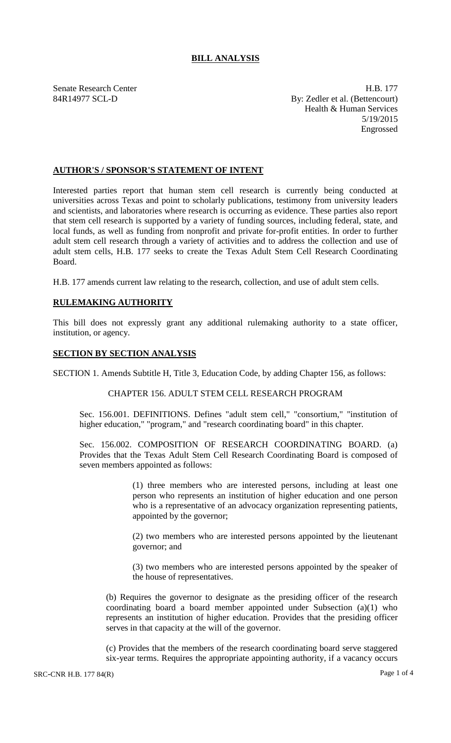# BILL ANALYSIS

Senate Research Center
84R14977 SCL-D

H.B. 177
By: Zedler et al. (Bettencourt)
Health & Human Services
5/19/2015
Engrossed

## AUTHOR'S / SPONSOR'S STATEMENT OF INTENT

Interested parties report that human stem cell research is currently being conducted at universities across Texas and point to scholarly publications, testimony from university leaders and scientists, and laboratories where research is occurring as evidence. These parties also report that stem cell research is supported by a variety of funding sources, including federal, state, and local funds, as well as funding from nonprofit and private for-profit entities. In order to further adult stem cell research through a variety of activities and to address the collection and use of adult stem cells, H.B. 177 seeks to create the Texas Adult Stem Cell Research Coordinating Board.

H.B. 177 amends current law relating to the research, collection, and use of adult stem cells.

## RULEMAKING AUTHORITY

This bill does not expressly grant any additional rulemaking authority to a state officer, institution, or agency.

## SECTION BY SECTION ANALYSIS

SECTION 1. Amends Subtitle H, Title 3, Education Code, by adding Chapter 156, as follows:

CHAPTER 156. ADULT STEM CELL RESEARCH PROGRAM

Sec. 156.001. DEFINITIONS. Defines "adult stem cell," "consortium," "institution of higher education," "program," and "research coordinating board" in this chapter.

Sec. 156.002. COMPOSITION OF RESEARCH COORDINATING BOARD. (a) Provides that the Texas Adult Stem Cell Research Coordinating Board is composed of seven members appointed as follows:

(1) three members who are interested persons, including at least one person who represents an institution of higher education and one person who is a representative of an advocacy organization representing patients, appointed by the governor;

(2) two members who are interested persons appointed by the lieutenant governor; and

(3) two members who are interested persons appointed by the speaker of the house of representatives.

(b) Requires the governor to designate as the presiding officer of the research coordinating board a board member appointed under Subsection (a)(1) who represents an institution of higher education. Provides that the presiding officer serves in that capacity at the will of the governor.

(c) Provides that the members of the research coordinating board serve staggered six-year terms. Requires the appropriate appointing authority, if a vacancy occurs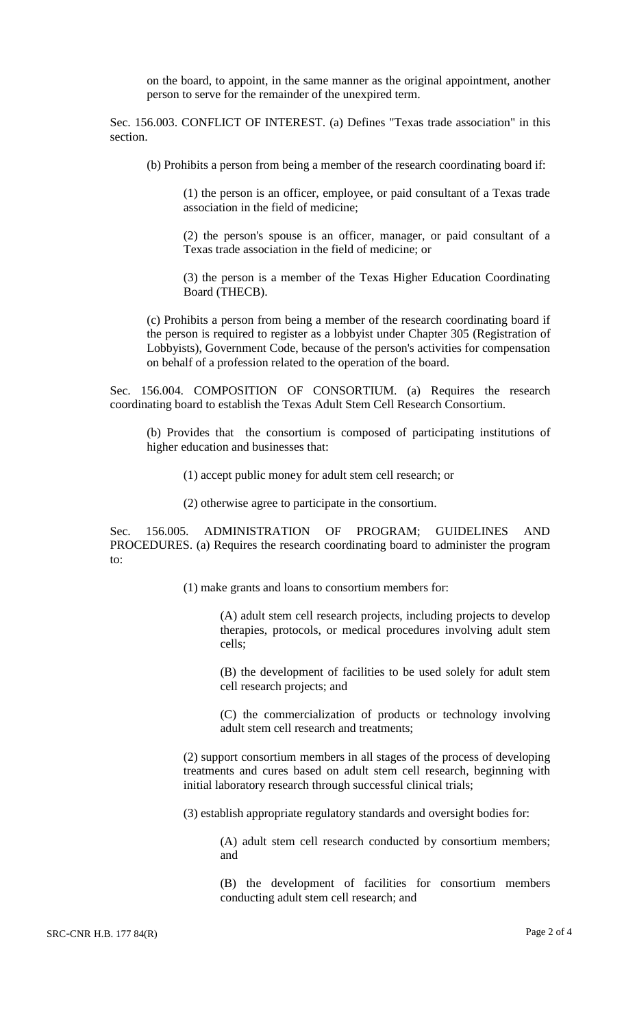on the board, to appoint, in the same manner as the original appointment, another person to serve for the remainder of the unexpired term.

Sec. 156.003. CONFLICT OF INTEREST. (a) Defines "Texas trade association" in this section.

(b) Prohibits a person from being a member of the research coordinating board if:

(1) the person is an officer, employee, or paid consultant of a Texas trade association in the field of medicine;

(2) the person's spouse is an officer, manager, or paid consultant of a Texas trade association in the field of medicine; or

(3) the person is a member of the Texas Higher Education Coordinating Board (THECB).

(c) Prohibits a person from being a member of the research coordinating board if the person is required to register as a lobbyist under Chapter 305 (Registration of Lobbyists), Government Code, because of the person's activities for compensation on behalf of a profession related to the operation of the board.

Sec. 156.004. COMPOSITION OF CONSORTIUM. (a) Requires the research coordinating board to establish the Texas Adult Stem Cell Research Consortium.

(b) Provides that the consortium is composed of participating institutions of higher education and businesses that:

(1) accept public money for adult stem cell research; or

(2) otherwise agree to participate in the consortium.

Sec. 156.005. ADMINISTRATION OF PROGRAM; GUIDELINES AND PROCEDURES. (a) Requires the research coordinating board to administer the program to:

(1) make grants and loans to consortium members for:

(A) adult stem cell research projects, including projects to develop therapies, protocols, or medical procedures involving adult stem cells;

(B) the development of facilities to be used solely for adult stem cell research projects; and

(C) the commercialization of products or technology involving adult stem cell research and treatments;

(2) support consortium members in all stages of the process of developing treatments and cures based on adult stem cell research, beginning with initial laboratory research through successful clinical trials;

(3) establish appropriate regulatory standards and oversight bodies for:

(A) adult stem cell research conducted by consortium members; and

(B) the development of facilities for consortium members conducting adult stem cell research; and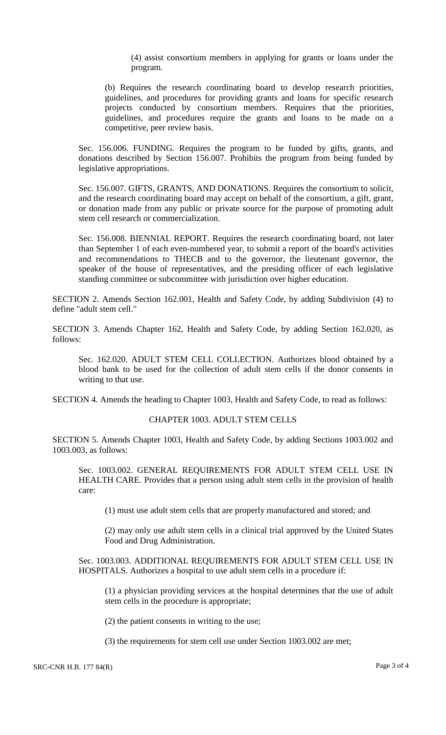(4) assist consortium members in applying for grants or loans under the program.

(b) Requires the research coordinating board to develop research priorities, guidelines, and procedures for providing grants and loans for specific research projects conducted by consortium members. Requires that the priorities, guidelines, and procedures require the grants and loans to be made on a competitive, peer review basis.

Sec. 156.006. FUNDING. Requires the program to be funded by gifts, grants, and donations described by Section 156.007. Prohibits the program from being funded by legislative appropriations.

Sec. 156.007. GIFTS, GRANTS, AND DONATIONS. Requires the consortium to solicit, and the research coordinating board may accept on behalf of the consortium, a gift, grant, or donation made from any public or private source for the purpose of promoting adult stem cell research or commercialization.

Sec. 156.008. BIENNIAL REPORT. Requires the research coordinating board, not later than September 1 of each even-numbered year, to submit a report of the board's activities and recommendations to THECB and to the governor, the lieutenant governor, the speaker of the house of representatives, and the presiding officer of each legislative standing committee or subcommittee with jurisdiction over higher education.

SECTION 2. Amends Section 162.001, Health and Safety Code, by adding Subdivision (4) to define "adult stem cell."

SECTION 3. Amends Chapter 162, Health and Safety Code, by adding Section 162.020, as follows:

Sec. 162.020. ADULT STEM CELL COLLECTION. Authorizes blood obtained by a blood bank to be used for the collection of adult stem cells if the donor consents in writing to that use.

SECTION 4. Amends the heading to Chapter 1003, Health and Safety Code, to read as follows:

CHAPTER 1003. ADULT STEM CELLS

SECTION 5. Amends Chapter 1003, Health and Safety Code, by adding Sections 1003.002 and 1003.003, as follows:

Sec. 1003.002. GENERAL REQUIREMENTS FOR ADULT STEM CELL USE IN HEALTH CARE. Provides that a person using adult stem cells in the provision of health care:

(1) must use adult stem cells that are properly manufactured and stored; and

(2) may only use adult stem cells in a clinical trial approved by the United States Food and Drug Administration.

Sec. 1003.003. ADDITIONAL REQUIREMENTS FOR ADULT STEM CELL USE IN HOSPITALS. Authorizes a hospital to use adult stem cells in a procedure if:

(1) a physician providing services at the hospital determines that the use of adult stem cells in the procedure is appropriate;

(2) the patient consents in writing to the use;

(3) the requirements for stem cell use under Section 1003.002 are met;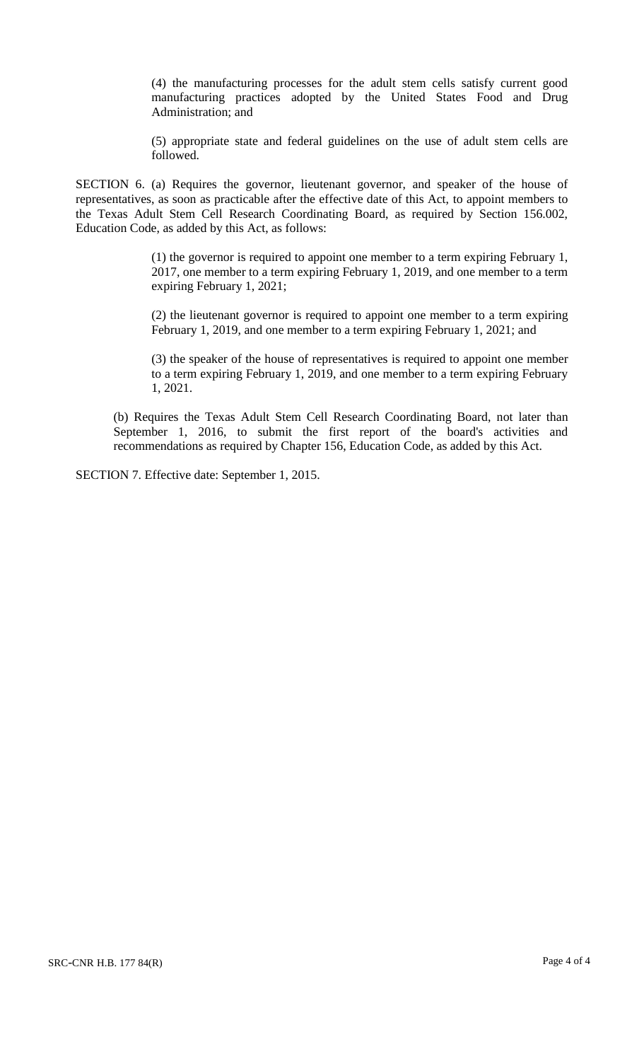(4) the manufacturing processes for the adult stem cells satisfy current good manufacturing practices adopted by the United States Food and Drug Administration; and

(5) appropriate state and federal guidelines on the use of adult stem cells are followed.

SECTION 6. (a) Requires the governor, lieutenant governor, and speaker of the house of representatives, as soon as practicable after the effective date of this Act, to appoint members to the Texas Adult Stem Cell Research Coordinating Board, as required by Section 156.002, Education Code, as added by this Act, as follows:

(1) the governor is required to appoint one member to a term expiring February 1, 2017, one member to a term expiring February 1, 2019, and one member to a term expiring February 1, 2021;

(2) the lieutenant governor is required to appoint one member to a term expiring February 1, 2019, and one member to a term expiring February 1, 2021; and

(3) the speaker of the house of representatives is required to appoint one member to a term expiring February 1, 2019, and one member to a term expiring February 1, 2021.

(b) Requires the Texas Adult Stem Cell Research Coordinating Board, not later than September 1, 2016, to submit the first report of the board's activities and recommendations as required by Chapter 156, Education Code, as added by this Act.

SECTION 7. Effective date: September 1, 2015.

SRC-CNR H.B. 177 84(R)